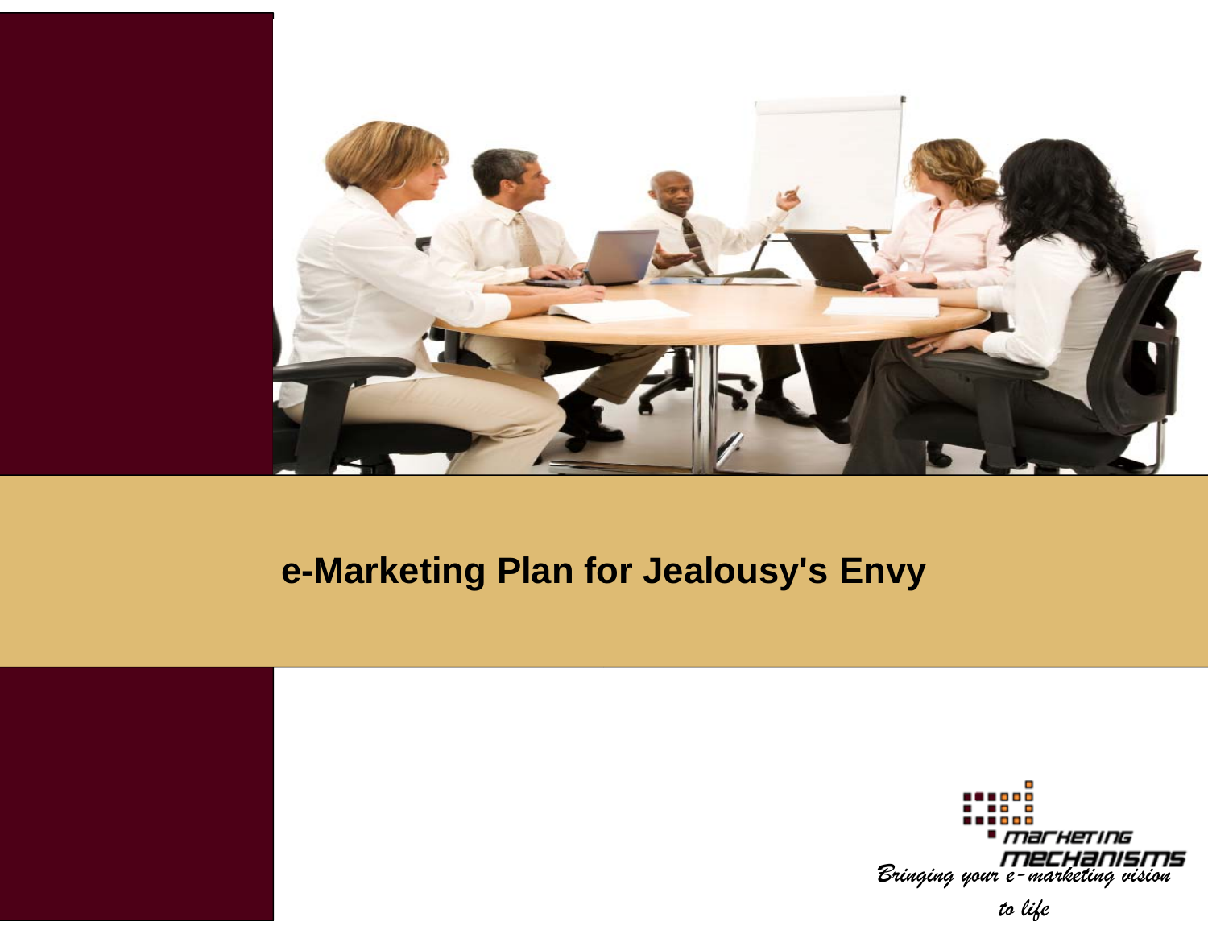# e-Marketing Plan for Jealousy's Envy

Marketing Mechanisms

*Bringing your e-marketing vision to life*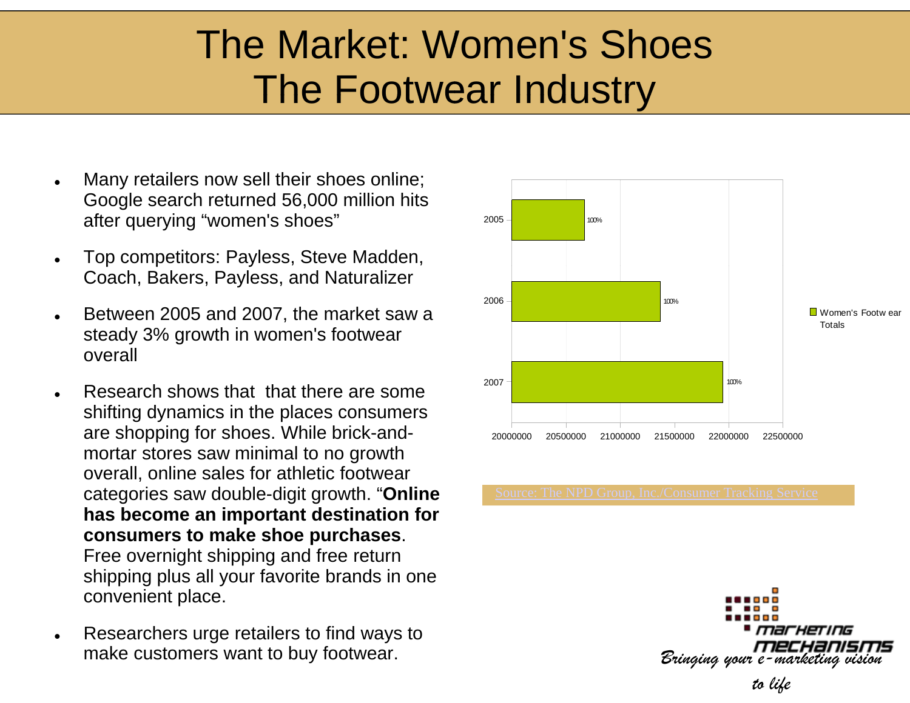# The Market: Women's Shoes
# The Footwear Industry

- Many retailers now sell their shoes online; Google search returned 56,000 million hits after querying "women's shoes"
- Top competitors: Payless, Steve Madden, Coach, Bakers, Payless, and Naturalizer
- Between 2005 and 2007, the market saw a steady 3% growth in women's footwear overall
- Research shows that that there are some shifting dynamics in the places consumers are shopping for shoes. While brick-and-mortar stores saw minimal to no growth overall, online sales for athletic footwear categories saw double-digit growth. "**Online has become an important destination for consumers to make shoe purchases**. Free overnight shipping and free return shipping plus all your favorite brands in one convenient place.
- Researchers urge retailers to find ways to make customers want to buy footwear.

| Year | Women's Footwear Totals |
| --- | --- |
| 2005 | 100% |
| 2006 | 100% |
| 2007 | 100% |

Axis: 20000000, 20500000, 21000000, 21500000, 22000000, 22500000

Source: The NPD Group, Inc./Consumer Tracking Service

marketing mechanisms

*Bringing your e-marketing vision to life*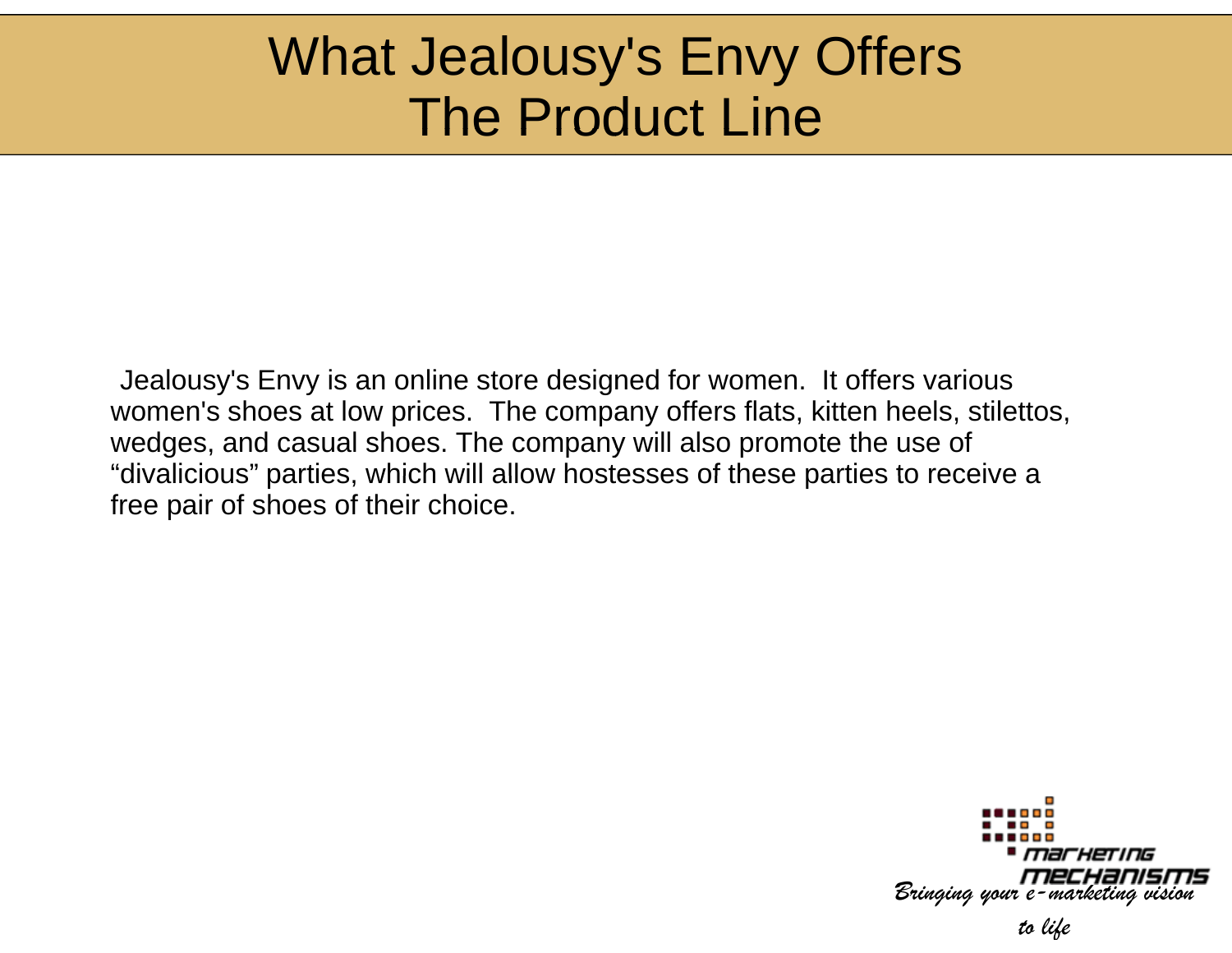# What Jealousy's Envy Offers
# The Product Line

Jealousy's Envy is an online store designed for women. It offers various women's shoes at low prices. The company offers flats, kitten heels, stilettos, wedges, and casual shoes. The company will also promote the use of “divalicious” parties, which will allow hostesses of these parties to receive a free pair of shoes of their choice.

marketing mechanisms

*Bringing your e-marketing vision to life*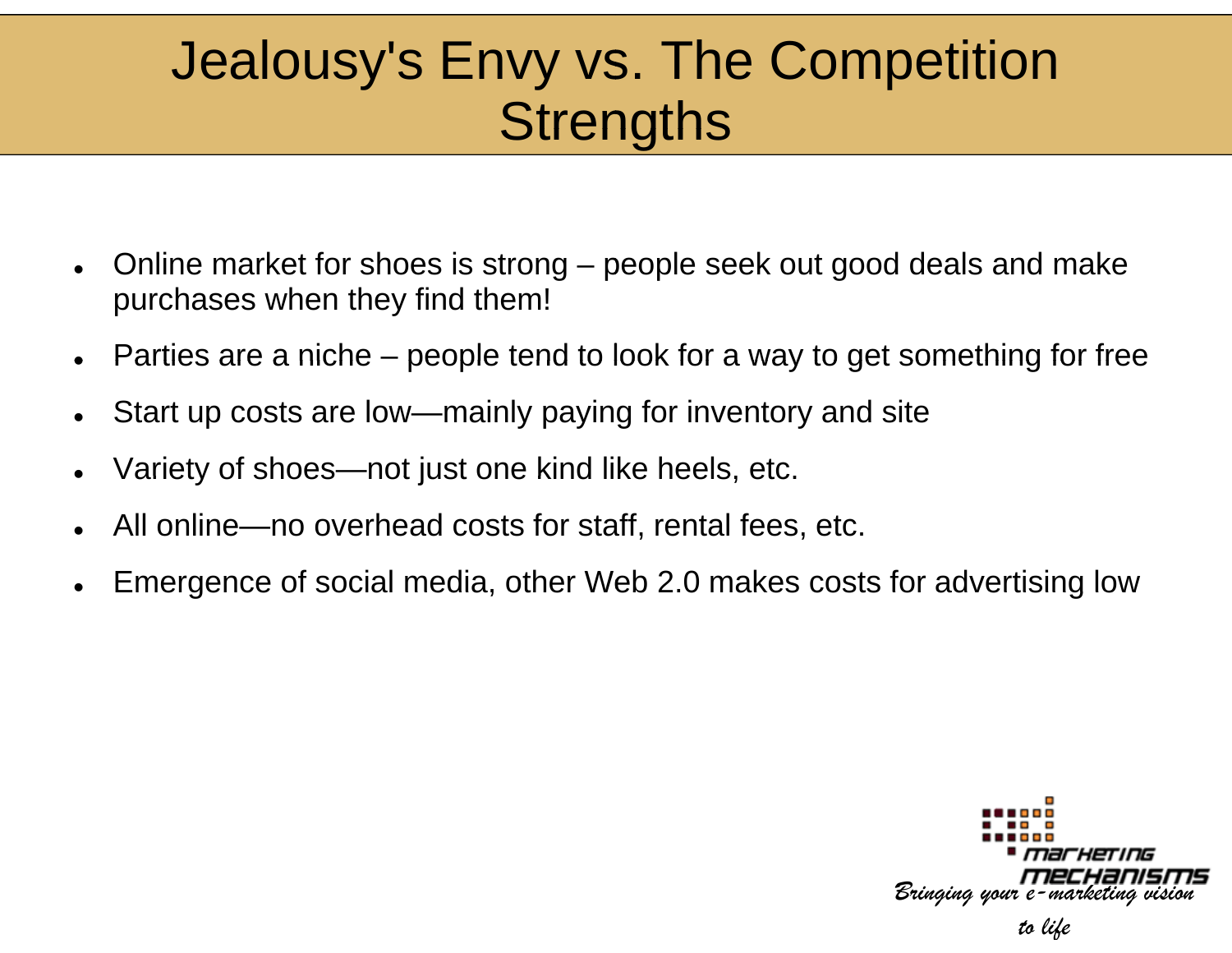# Jealousy's Envy vs. The Competition Strengths

- Online market for shoes is strong – people seek out good deals and make purchases when they find them!
- Parties are a niche – people tend to look for a way to get something for free
- Start up costs are low—mainly paying for inventory and site
- Variety of shoes—not just one kind like heels, etc.
- All online—no overhead costs for staff, rental fees, etc.
- Emergence of social media, other Web 2.0 makes costs for advertising low

marketing mechanisms

*Bringing your e-marketing vision to life*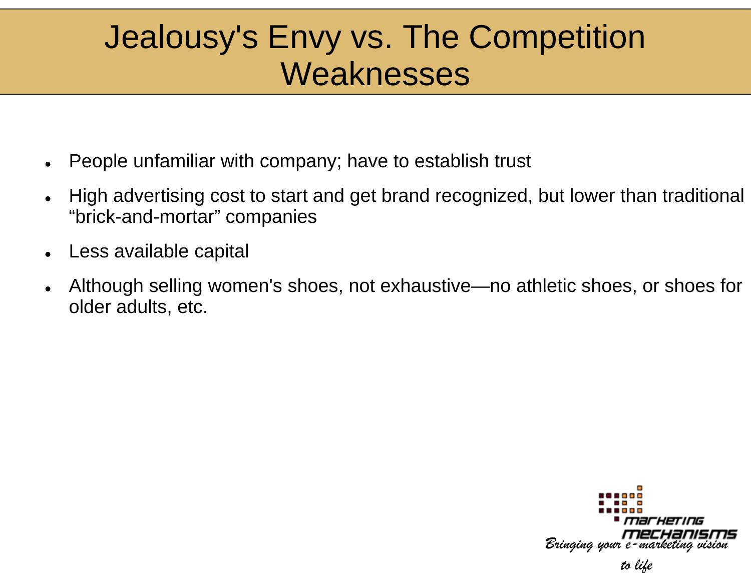# Jealousy's Envy vs. The Competition Weaknesses

- People unfamiliar with company; have to establish trust
- High advertising cost to start and get brand recognized, but lower than traditional "brick-and-mortar" companies
- Less available capital
- Although selling women's shoes, not exhaustive—no athletic shoes, or shoes for older adults, etc.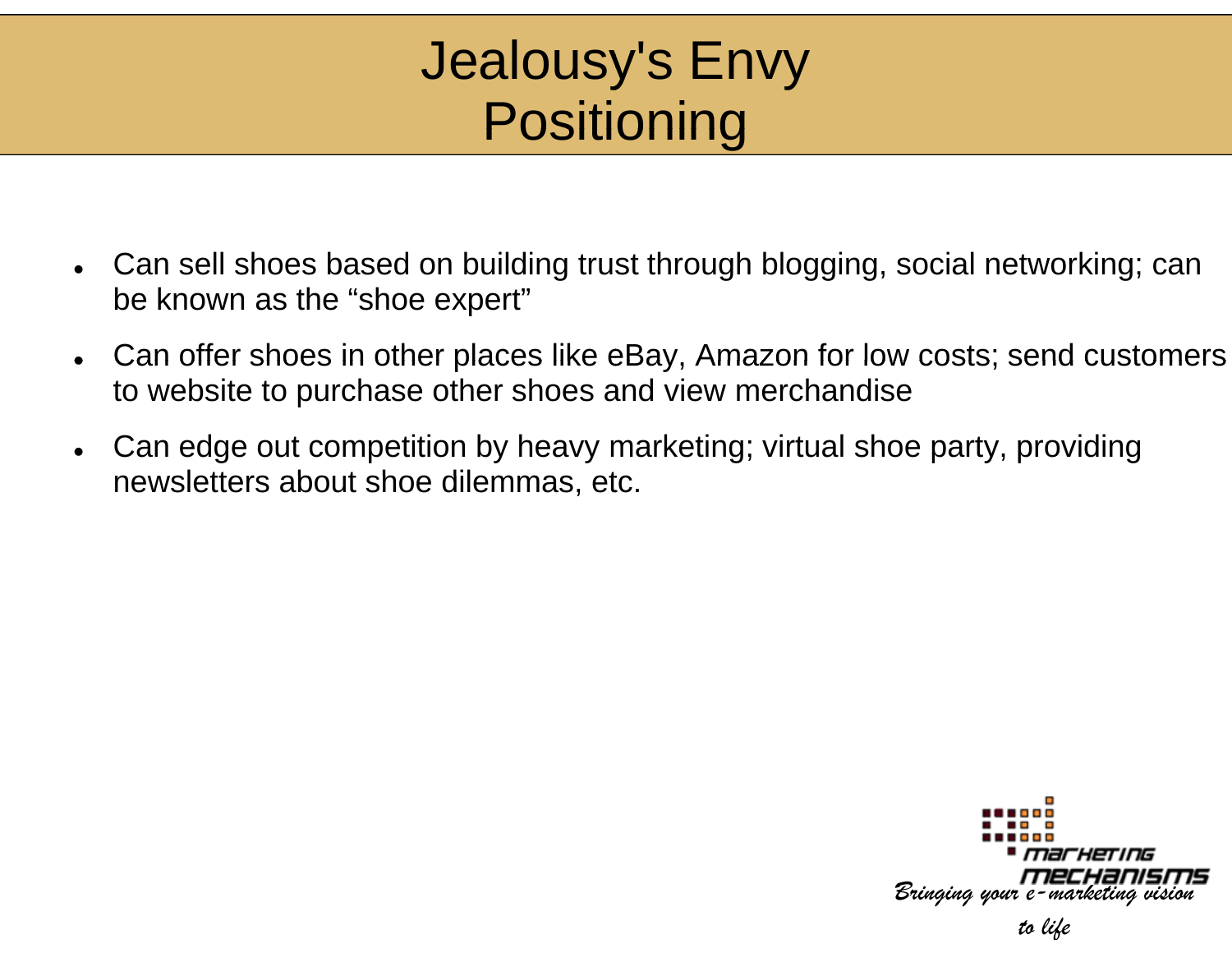# Jealousy's Envy Positioning

- Can sell shoes based on building trust through blogging, social networking; can be known as the “shoe expert”
- Can offer shoes in other places like eBay, Amazon for low costs; send customers to website to purchase other shoes and view merchandise
- Can edge out competition by heavy marketing; virtual shoe party, providing newsletters about shoe dilemmas, etc.

marketing mechanisms

*Bringing your e-marketing vision to life*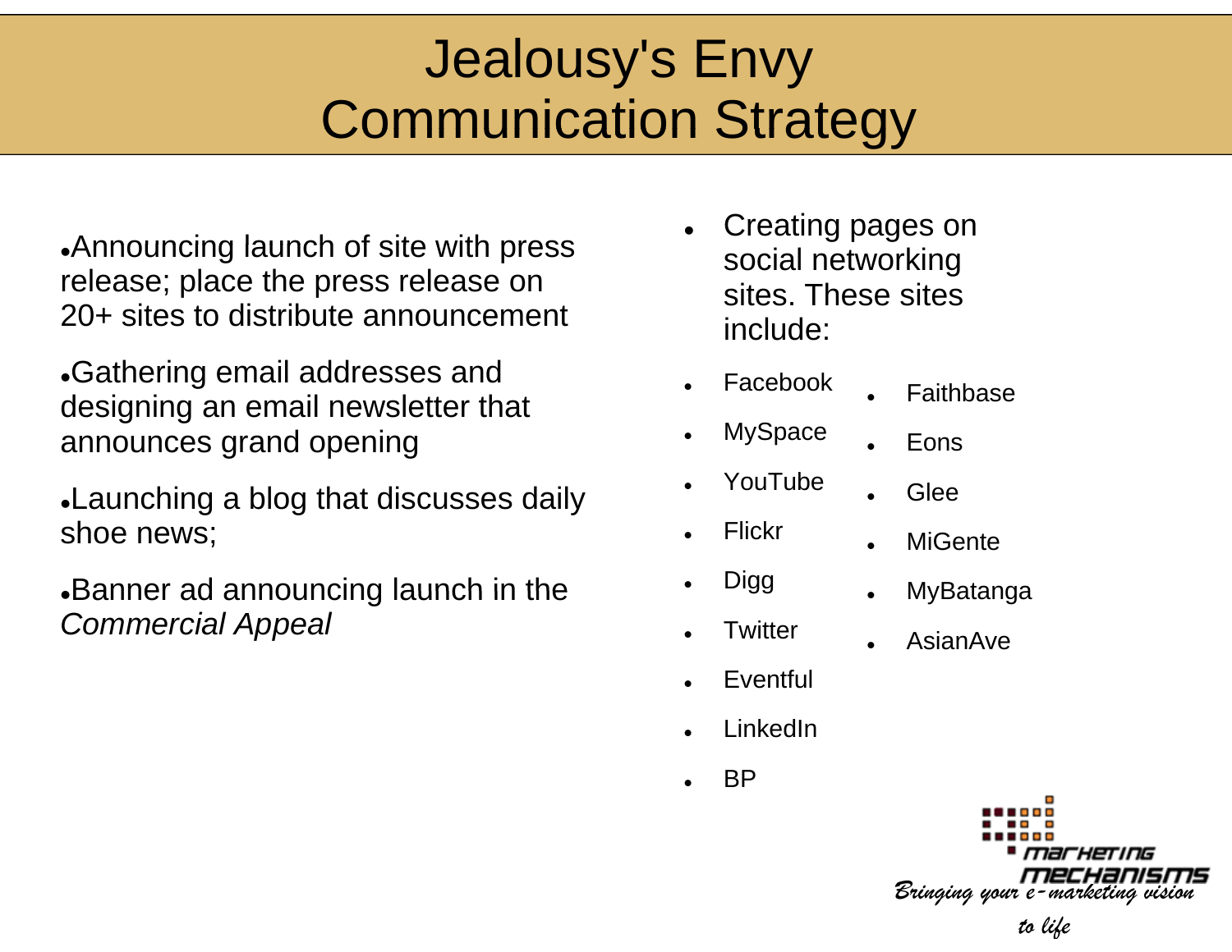# Jealousy's Envy Communication Strategy

- Announcing launch of site with press release; place the press release on 20+ sites to distribute announcement
- Gathering email addresses and designing an email newsletter that announces grand opening
- Launching a blog that discusses daily shoe news;
- Banner ad announcing launch in the *Commercial Appeal*

- Creating pages on social networking sites. These sites include:
  - Facebook
  - MySpace
  - YouTube
  - Flickr
  - Digg
  - Twitter
  - Eventful
  - LinkedIn
  - BP
  - Faithbase
  - Eons
  - Glee
  - MiGente
  - MyBatanga
  - AsianAve

marketing mechanisms

*Bringing your e-marketing vision to life*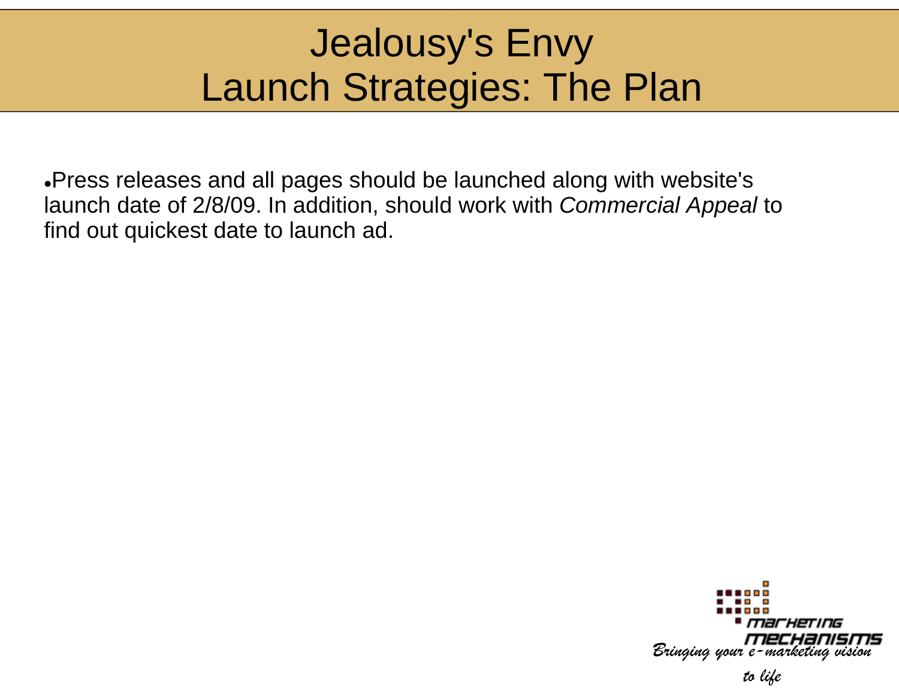# Jealousy's Envy
# Launch Strategies: The Plan

- Press releases and all pages should be launched along with website's launch date of 2/8/09. In addition, should work with *Commercial Appeal* to find out quickest date to launch ad.

marketing mechanisms
*Bringing your e-marketing vision to life*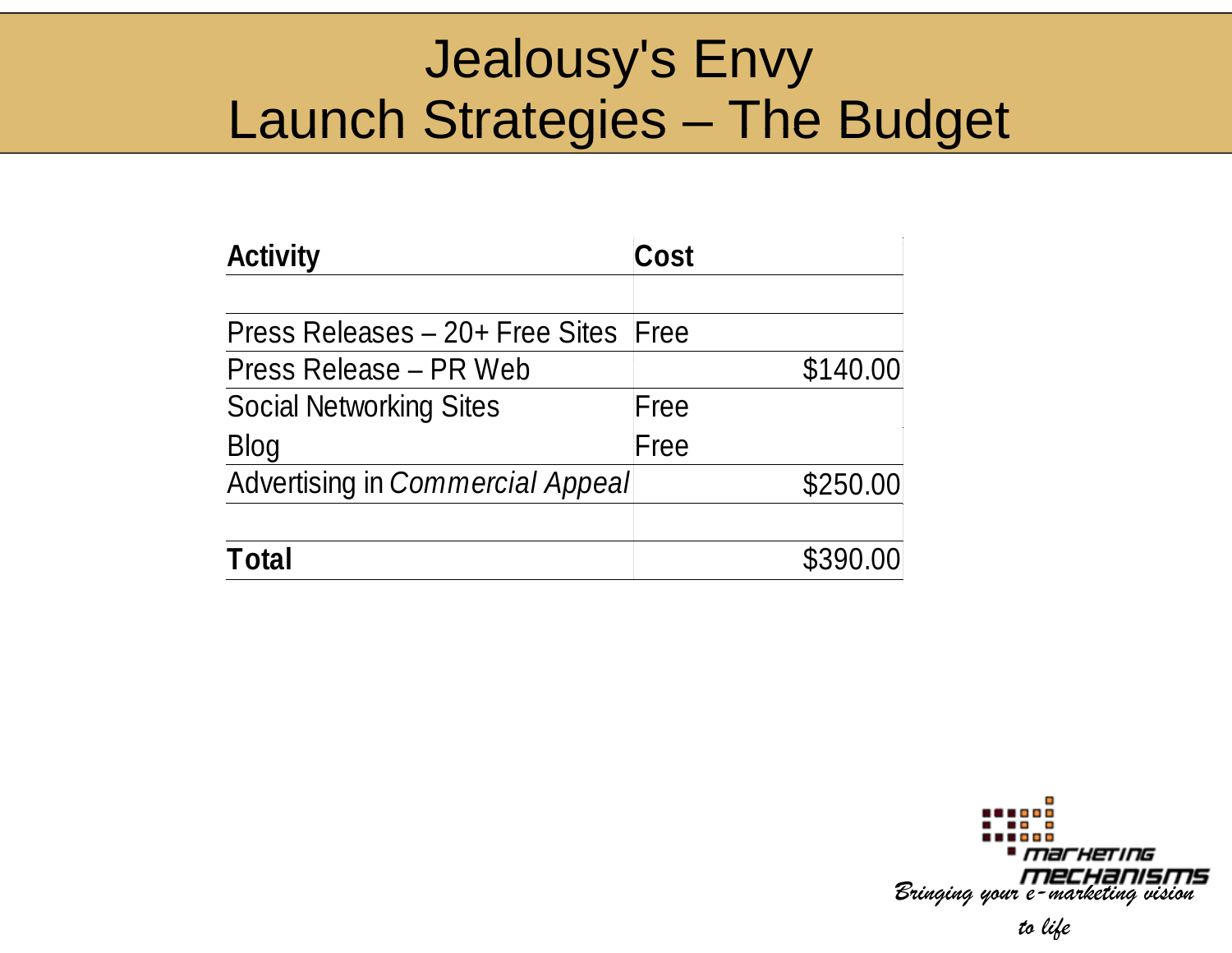# Jealousy's Envy
# Launch Strategies – The Budget

| Activity | Cost |
|---|---|
| | |
| Press Releases – 20+ Free Sites | Free |
| Press Release – PR Web | $140.00 |
| Social Networking Sites | Free |
| Blog | Free |
| Advertising in *Commercial Appeal* | $250.00 |
| | |
| **Total** | $390.00 |

marketing mechanisms

*Bringing your e-marketing vision to life*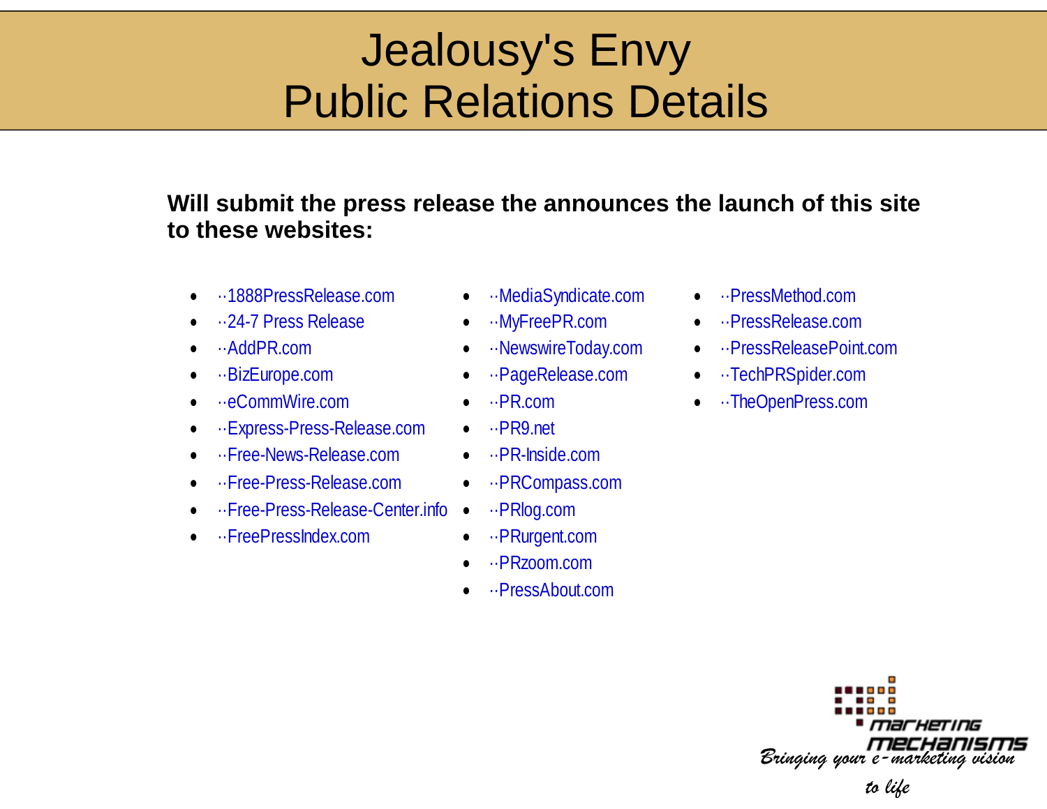# Jealousy's Envy
# Public Relations Details

**Will submit the press release the announces the launch of this site to these websites:**

- ··1888PressRelease.com
- ··24-7 Press Release
- ··AddPR.com
- ··BizEurope.com
- ··eCommWire.com
- ··Express-Press-Release.com
- ··Free-News-Release.com
- ··Free-Press-Release.com
- ··Free-Press-Release-Center.info
- ··FreePressIndex.com
- ··MediaSyndicate.com
- ··MyFreePR.com
- ··NewswireToday.com
- ··PageRelease.com
- ··PR.com
- ··PR9.net
- ··PR-Inside.com
- ··PRCompass.com
- ··PRlog.com
- ··PRurgent.com
- ··PRzoom.com
- ··PressAbout.com
- ··PressMethod.com
- ··PressRelease.com
- ··PressReleasePoint.com
- ··TechPRSpider.com
- ··TheOpenPress.com

Marketing Mechanisms

*Bringing your e-marketing vision to life*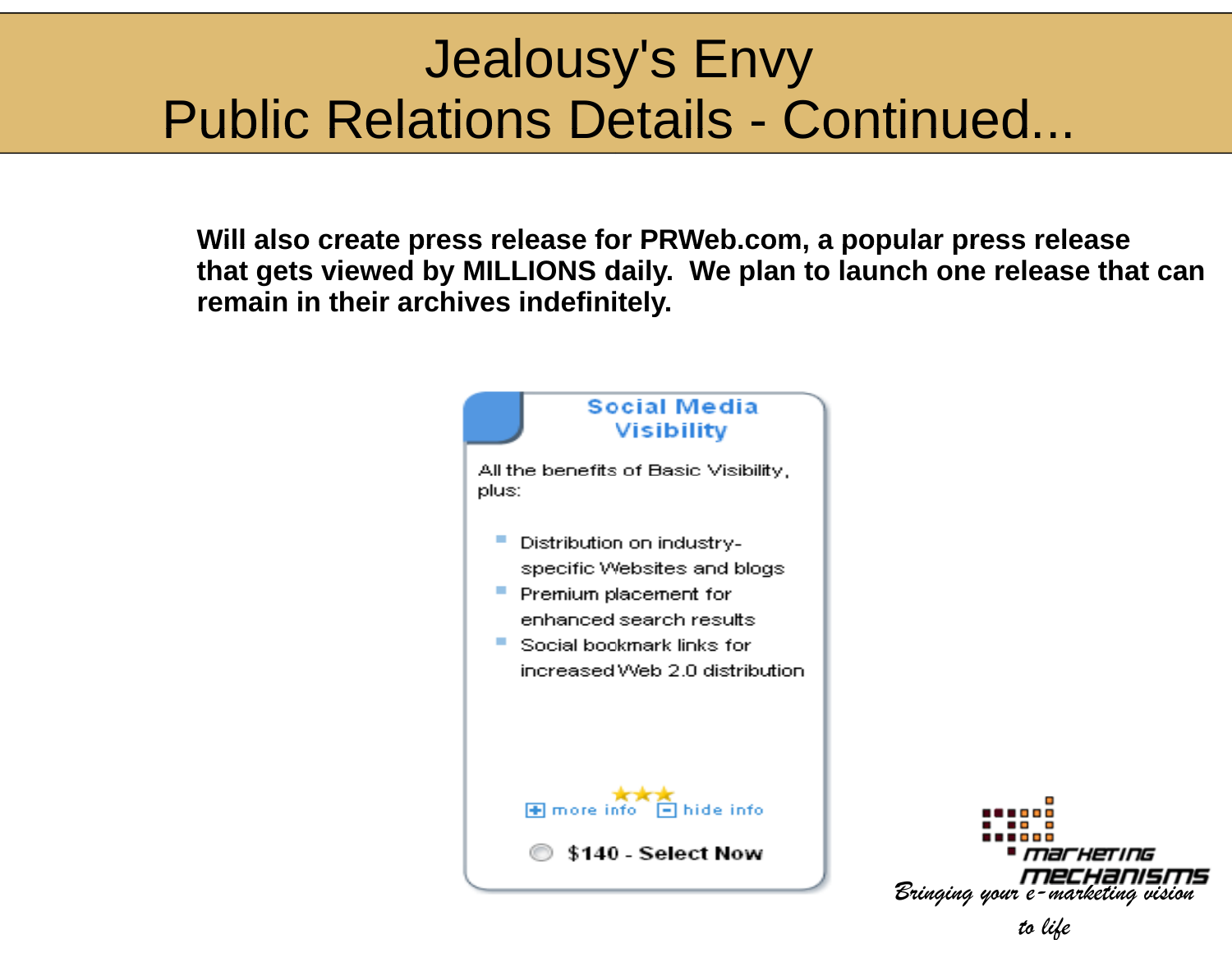# Jealousy's Envy
# Public Relations Details - Continued...

**Will also create press release for PRWeb.com, a popular press release that gets viewed by MILLIONS daily. We plan to launch one release that can remain in their archives indefinitely.**

**Social Media Visibility**

All the benefits of Basic Visibility, plus:

- Distribution on industry-specific Websites and blogs
- Premium placement for enhanced search results
- Social bookmark links for increased Web 2.0 distribution

more info | hide info

$140 - Select Now

marketing mechanisms

*Bringing your e-marketing vision to life*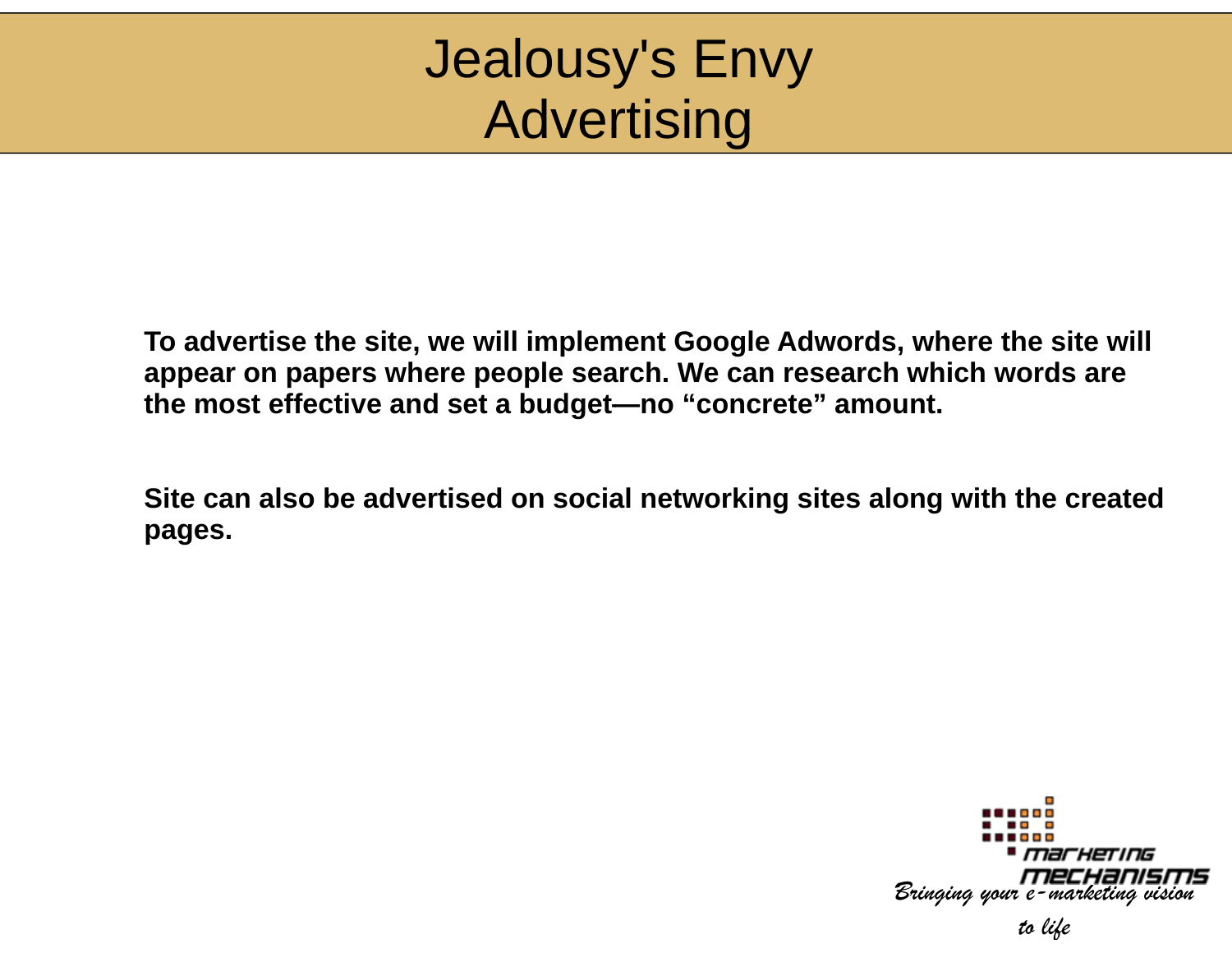# Jealousy's Envy Advertising

**To advertise the site, we will implement Google Adwords, where the site will appear on papers where people search. We can research which words are the most effective and set a budget—no “concrete” amount.**

**Site can also be advertised on social networking sites along with the created pages.**

Marketing Mechanisms

*Bringing your e-marketing vision to life*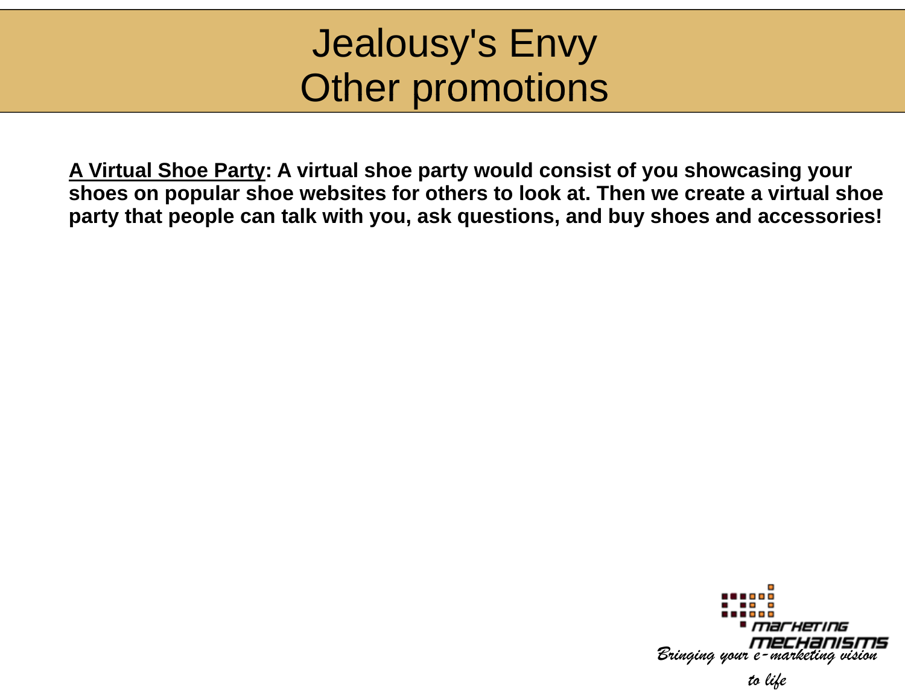# Jealousy's Envy
# Other promotions

**<u>A Virtual Shoe Party</u>: A virtual shoe party would consist of you showcasing your shoes on popular shoe websites for others to look at. Then we create a virtual shoe party that people can talk with you, ask questions, and buy shoes and accessories!**

marketing mechanisms

*Bringing your e-marketing vision to life*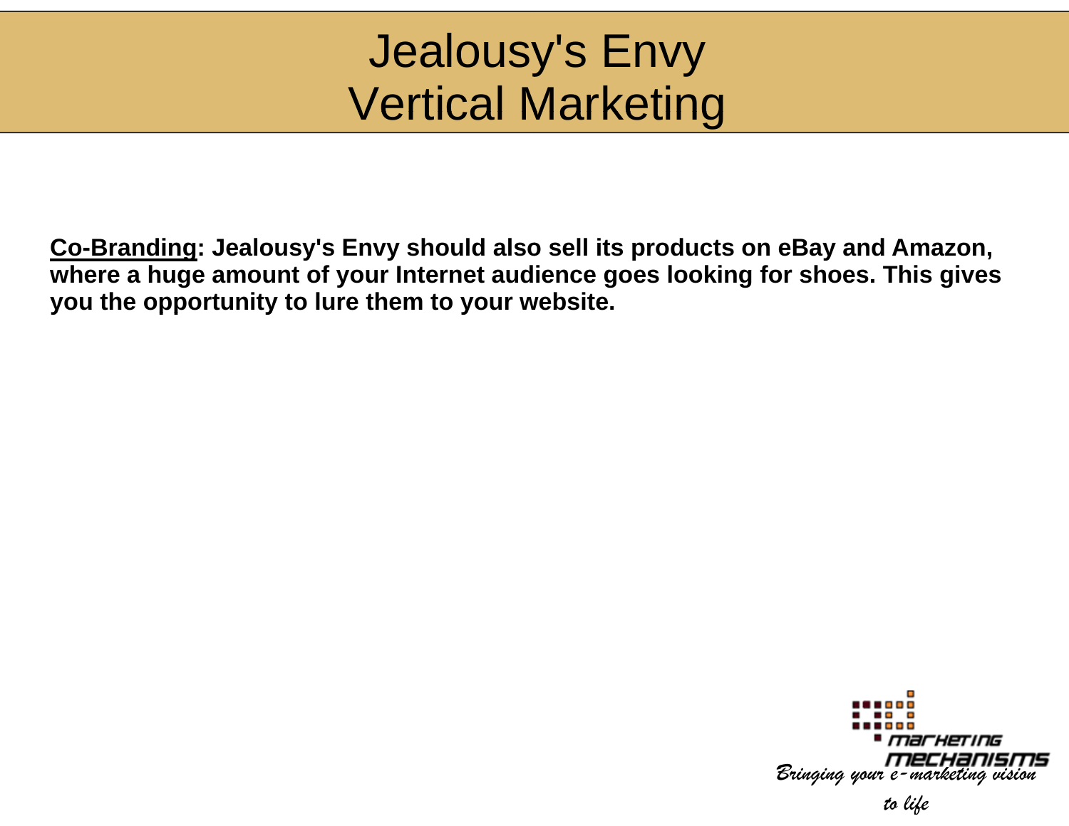# Jealousy's Envy
# Vertical Marketing

**<u>Co-Branding</u>: Jealousy's Envy should also sell its products on eBay and Amazon, where a huge amount of your Internet audience goes looking for shoes. This gives you the opportunity to lure them to your website.**

marketing mechanisms

*Bringing your e-marketing vision to life*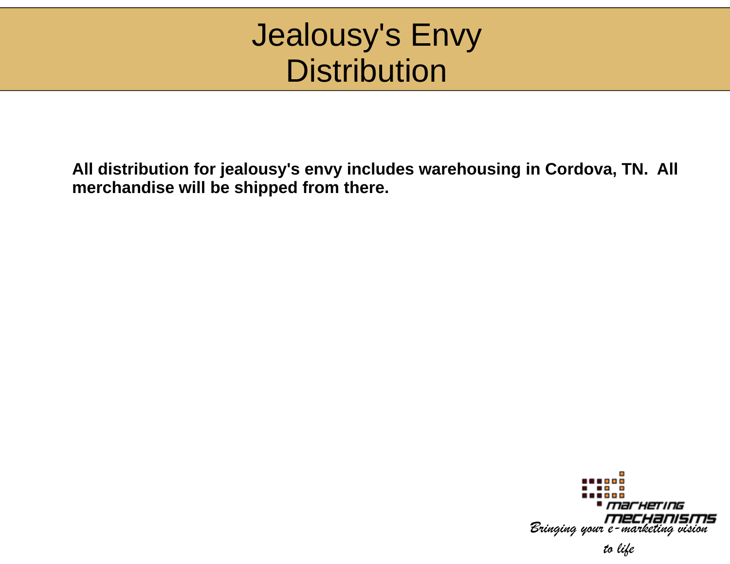# Jealousy's Envy Distribution

**All distribution for jealousy's envy includes warehousing in Cordova, TN. All merchandise will be shipped from there.**

marketing mechanisms

*Bringing your e-marketing vision to life*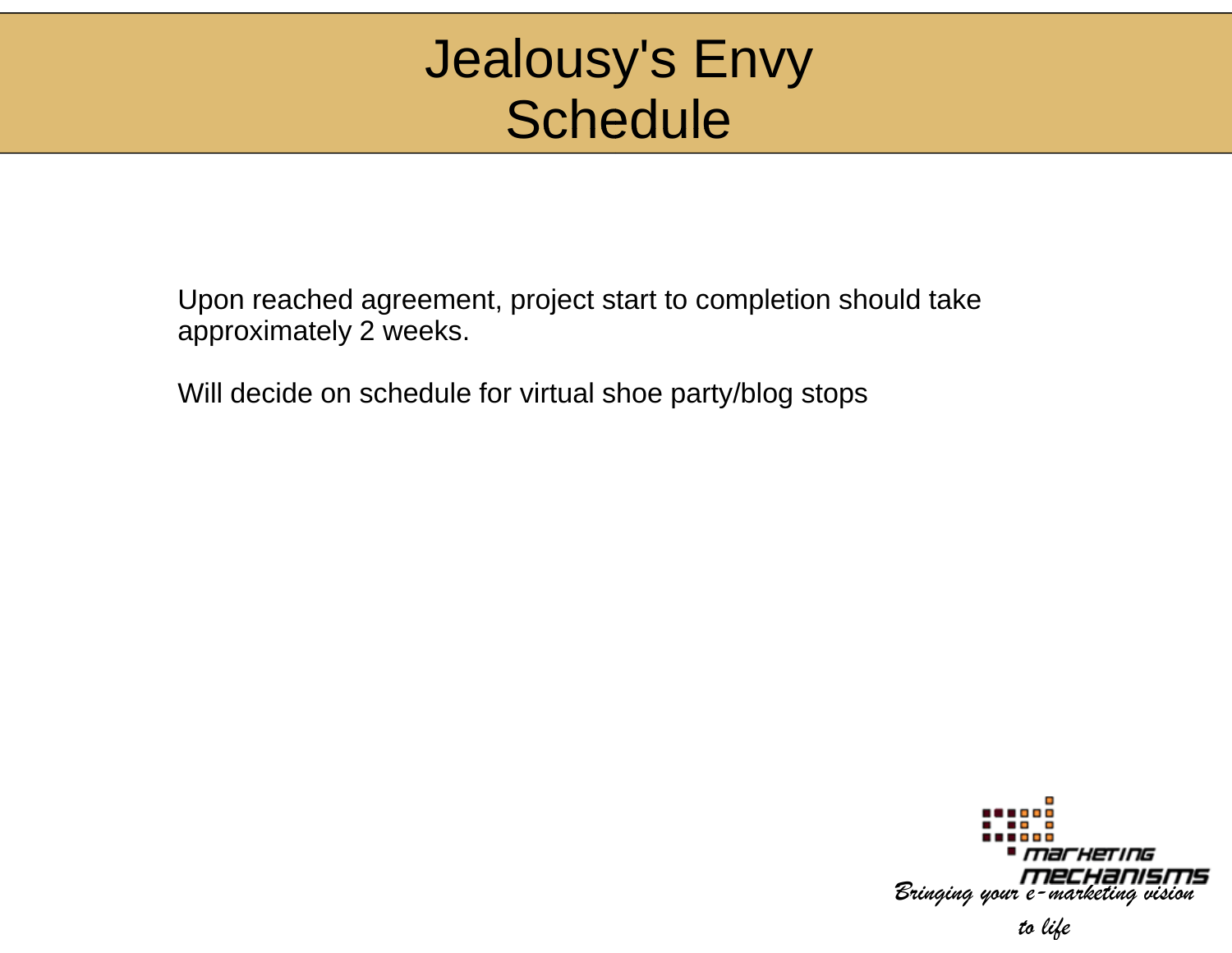# Jealousy's Envy Schedule

Upon reached agreement, project start to completion should take approximately 2 weeks.

Will decide on schedule for virtual shoe party/blog stops

marketing mechanisms

*Bringing your e-marketing vision to life*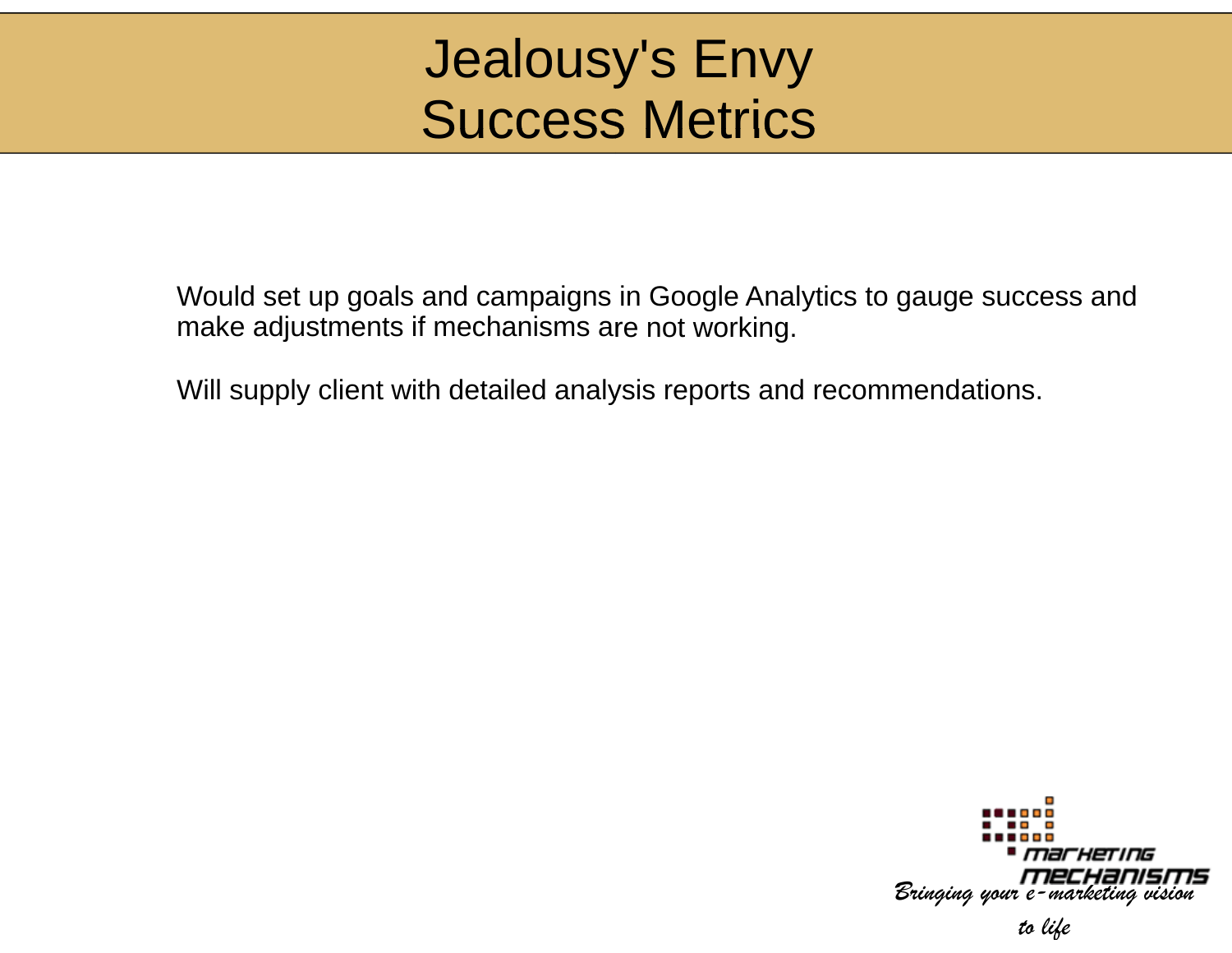# Jealousy's Envy
# Success Metrics

Would set up goals and campaigns in Google Analytics to gauge success and make adjustments if mechanisms are not working.

Will supply client with detailed analysis reports and recommendations.

marketing mechanisms

*Bringing your e-marketing vision to life*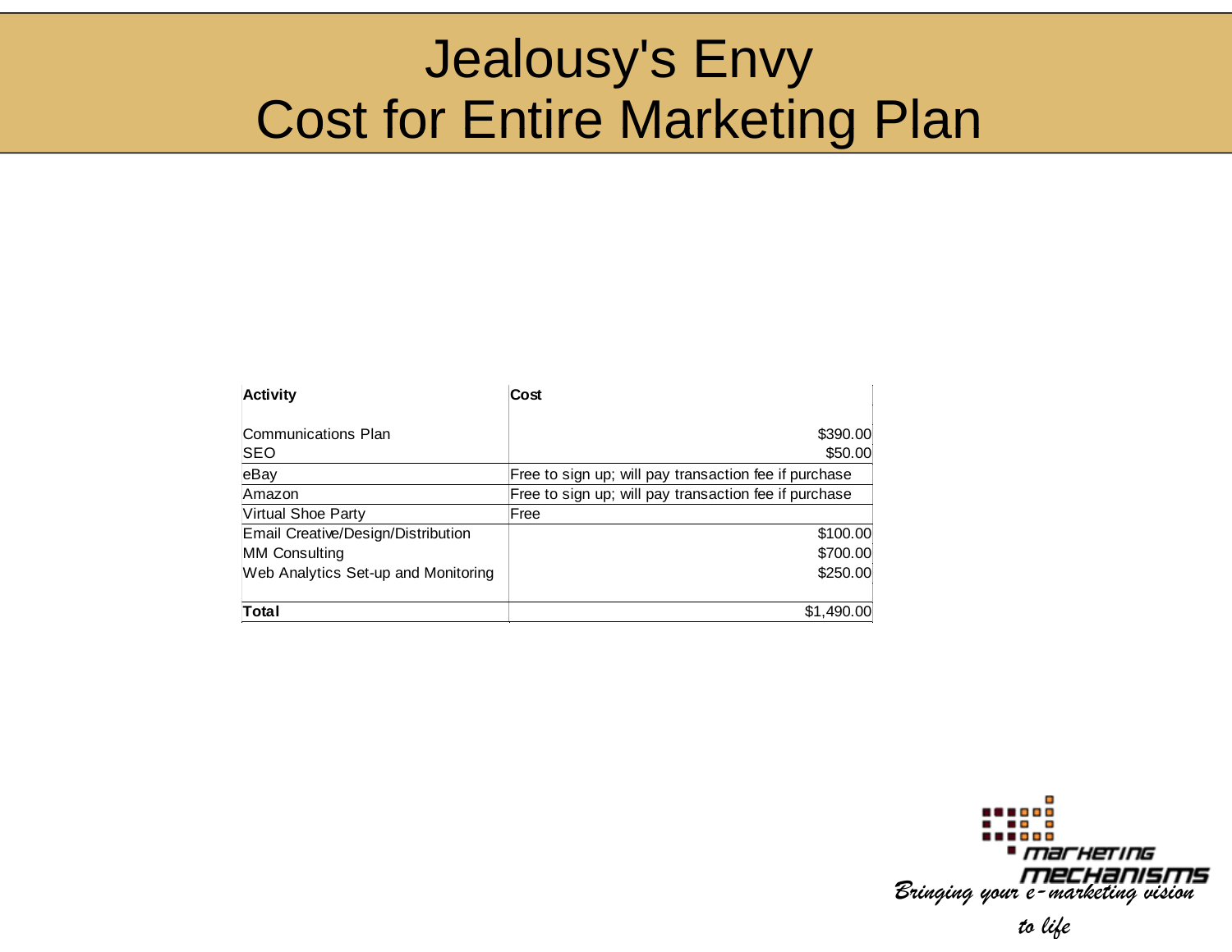# Jealousy's Envy
# Cost for Entire Marketing Plan

| Activity | Cost |
| --- | --- |
| Communications Plan | $390.00 |
| SEO | $50.00 |
| eBay | Free to sign up; will pay transaction fee if purchase |
| Amazon | Free to sign up; will pay transaction fee if purchase |
| Virtual Shoe Party | Free |
| Email Creative/Design/Distribution | $100.00 |
| MM Consulting | $700.00 |
| Web Analytics Set-up and Monitoring | $250.00 |
| **Total** | $1,490.00 |

Marketing Mechanisms
*Bringing your e-marketing vision to life*